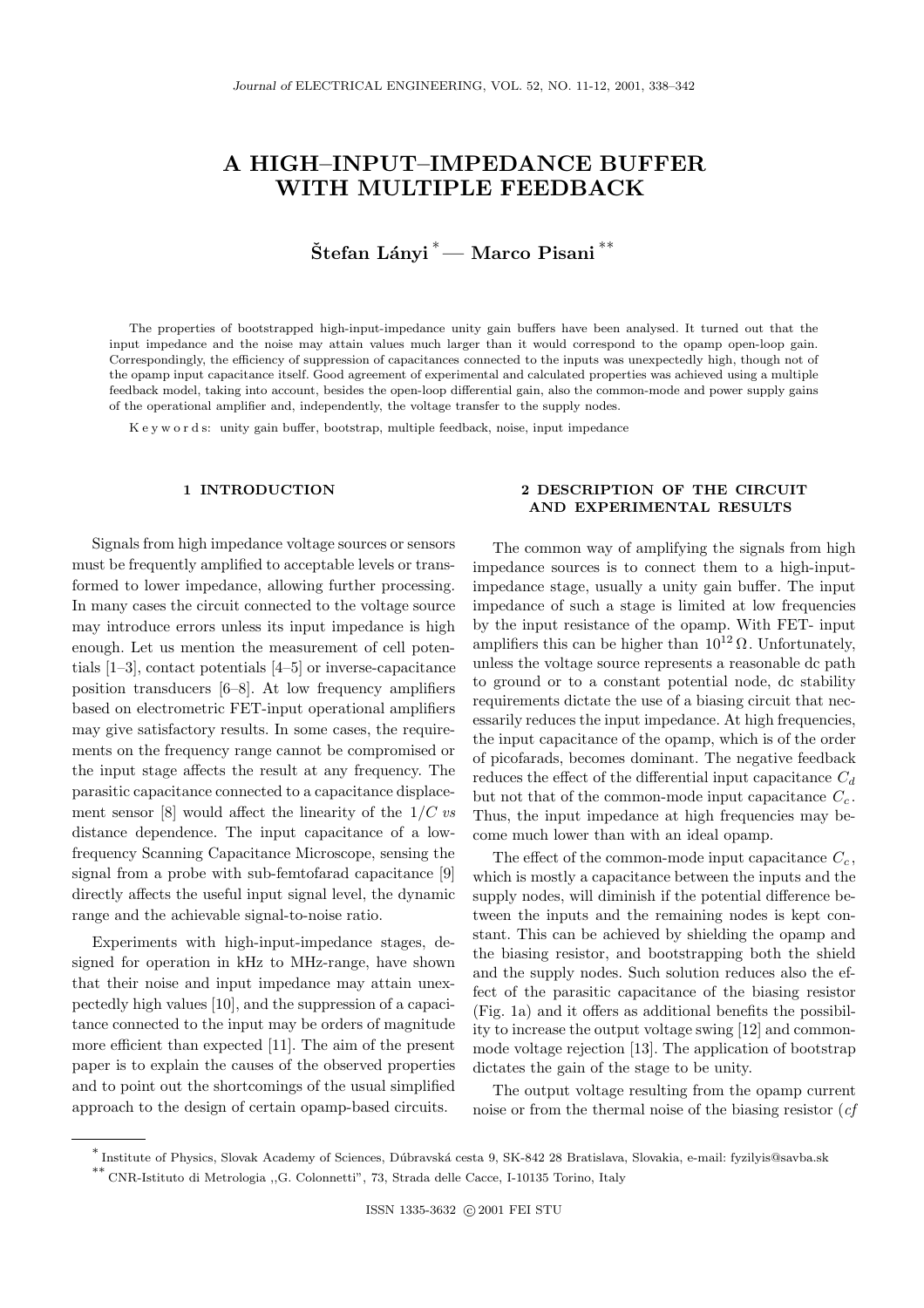# A HIGH–INPUT–IMPEDANCE BUFFER WITH MULTIPLE FEEDBACK

**Štefan Lányi** [*] — **Marco Pisani** [**]

The properties of bootstrapped high-input-impedance unity gain buffers have been analysed. It turned out that the input impedance and the noise may attain values much larger than it would correspond to the opamp open-loop gain. Correspondingly, the efficiency of suppression of capacitances connected to the inputs was unexpectedly high, though not of the opamp input capacitance itself. Good agreement of experimental and calculated properties was achieved using a multiple feedback model, taking into account, besides the open-loop differential gain, also the common-mode and power supply gains of the operational amplifier and, independently, the voltage transfer to the supply nodes.

K e y w o r d s: unity gain buffer, bootstrap, multiple feedback, noise, input impedance

## 1 INTRODUCTION

Signals from high impedance voltage sources or sensors must be frequently amplified to acceptable levels or transformed to lower impedance, allowing further processing. In many cases the circuit connected to the voltage source may introduce errors unless its input impedance is high enough. Let us mention the measurement of cell potentials [1–3], contact potentials [4–5] or inverse-capacitance position transducers [6–8]. At low frequency amplifiers based on electrometric FET-input operational amplifiers may give satisfactory results. In some cases, the requirements on the frequency range cannot be compromised or the input stage affects the result at any frequency. The parasitic capacitance connected to a capacitance displacement sensor [8] would affect the linearity of the $1/C$ *vs* distance dependence. The input capacitance of a low-frequency Scanning Capacitance Microscope, sensing the signal from a probe with sub-femtofarad capacitance [9] directly affects the useful input signal level, the dynamic range and the achievable signal-to-noise ratio.

Experiments with high-input-impedance stages, designed for operation in kHz to MHz-range, have shown that their noise and input impedance may attain unexpectedly high values [10], and the suppression of a capacitance connected to the input may be orders of magnitude more efficient than expected [11]. The aim of the present paper is to explain the causes of the observed properties and to point out the shortcomings of the usual simplified approach to the design of certain opamp-based circuits.

## 2 DESCRIPTION OF THE CIRCUIT AND EXPERIMENTAL RESULTS

The common way of amplifying the signals from high impedance sources is to connect them to a high-input-impedance stage, usually a unity gain buffer. The input impedance of such a stage is limited at low frequencies by the input resistance of the opamp. With FET- input amplifiers this can be higher than $10^{12}\,\Omega$. Unfortunately, unless the voltage source represents a reasonable dc path to ground or to a constant potential node, dc stability requirements dictate the use of a biasing circuit that necessarily reduces the input impedance. At high frequencies, the input capacitance of the opamp, which is of the order of picofarads, becomes dominant. The negative feedback reduces the effect of the differential input capacitance $C_d$ but not that of the common-mode input capacitance $C_c$. Thus, the input impedance at high frequencies may become much lower than with an ideal opamp.

The effect of the common-mode input capacitance $C_c$, which is mostly a capacitance between the inputs and the supply nodes, will diminish if the potential difference between the inputs and the remaining nodes is kept constant. This can be achieved by shielding the opamp and the biasing resistor, and bootstrapping both the shield and the supply nodes. Such solution reduces also the effect of the parasitic capacitance of the biasing resistor (Fig. 1a) and it offers as additional benefits the possibility to increase the output voltage swing [12] and common-mode voltage rejection [13]. The application of bootstrap dictates the gain of the stage to be unity.

The output voltage resulting from the opamp current noise or from the thermal noise of the biasing resistor (*cf*

---

[*] Institute of Physics, Slovak Academy of Sciences, Dúbravská cesta 9, SK-842 28 Bratislava, Slovakia, e-mail: fyzilyis@savba.sk

[**] CNR-Istituto di Metrologia ,,G. Colonnetti", 73, Strada delle Cacce, I-10135 Torino, Italy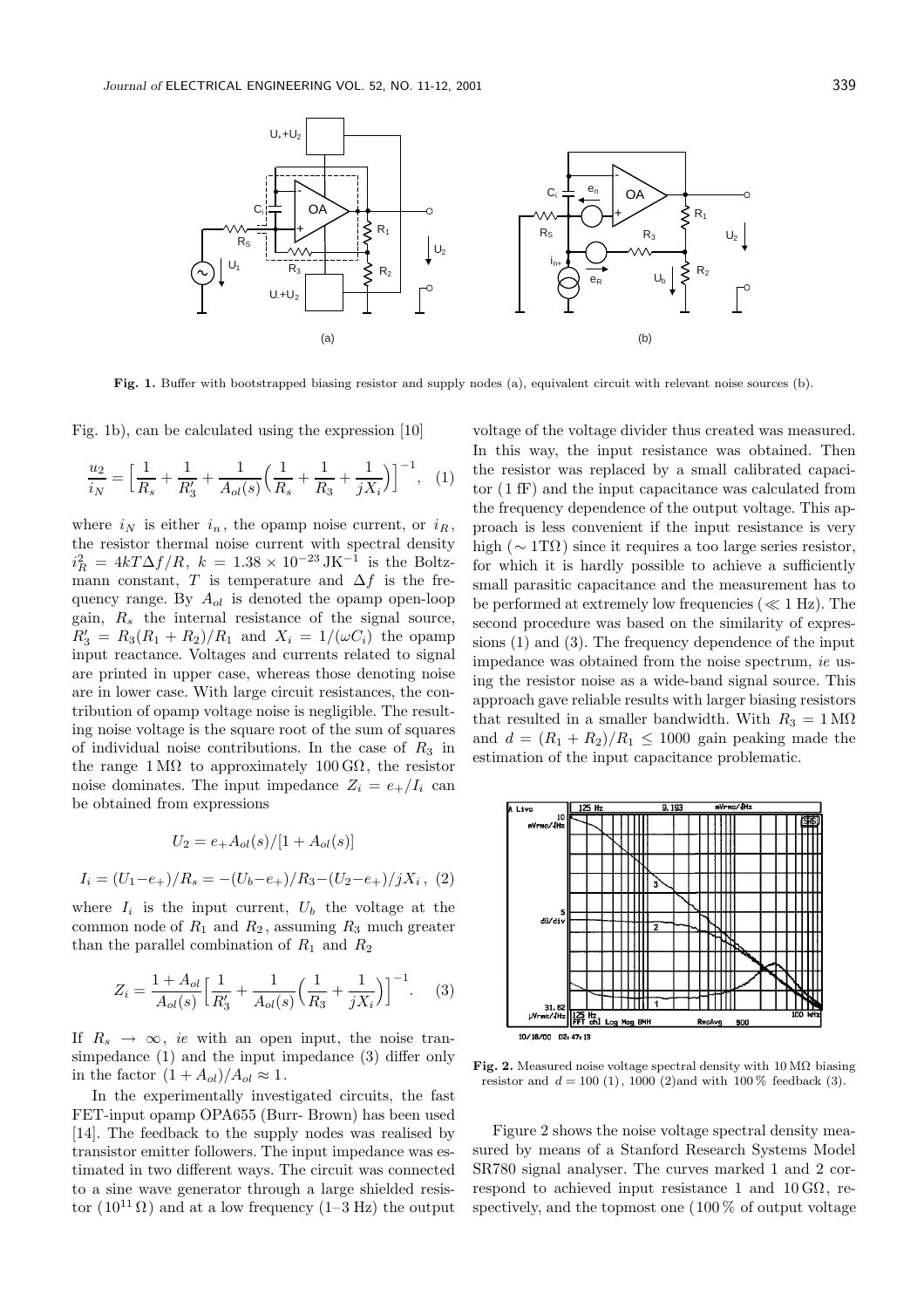**Fig. 1.** Buffer with bootstrapped biasing resistor and supply nodes (a), equivalent circuit with relevant noise sources (b).

Fig. 1b), can be calculated using the expression [10]

$$\frac{u_2}{i_N} = \Big[\frac{1}{R_s} + \frac{1}{R_3'} + \frac{1}{A_{ol}(s)}\Big(\frac{1}{R_s} + \frac{1}{R_3} + \frac{1}{jX_i}\Big)\Big]^{-1}, \quad (1)$$

where $i_N$ is either $i_n$, the opamp noise current, or $i_R$, the resistor thermal noise current with spectral density $i_R^2 = 4kT\Delta f/R$, $k = 1.38 \times 10^{-23}\,\mathrm{JK}^{-1}$ is the Boltzmann constant, $T$ is temperature and $\Delta f$ is the frequency range. By $A_{ol}$ is denoted the opamp open-loop gain, $R_s$ the internal resistance of the signal source, $R_3' = R_3(R_1 + R_2)/R_1$ and $X_i = 1/(\omega C_i)$ the opamp input reactance. Voltages and currents related to signal are printed in upper case, whereas those denoting noise are in lower case. With large circuit resistances, the contribution of opamp voltage noise is negligible. The resulting noise voltage is the square root of the sum of squares of individual noise contributions. In the case of $R_3$ in the range $1\,\mathrm{M}\Omega$ to approximately $100\,\mathrm{G}\Omega$, the resistor noise dominates. The input impedance $Z_i = e_+/I_i$ can be obtained from expressions

$$U_2 = e_+ A_{ol}(s)/[1 + A_{ol}(s)]$$

$$I_i = (U_1 - e_+)/R_s = -(U_b - e_+)/R_3 - (U_2 - e_+)/jX_i\,, \quad (2)$$

where $I_i$ is the input current, $U_b$ the voltage at the common node of $R_1$ and $R_2$, assuming $R_3$ much greater than the parallel combination of $R_1$ and $R_2$

$$Z_i = \frac{1 + A_{ol}}{A_{ol}(s)}\Big[\frac{1}{R_3'} + \frac{1}{A_{ol}(s)}\Big(\frac{1}{R_3} + \frac{1}{jX_i}\Big)\Big]^{-1}. \quad (3)$$

If $R_s \to \infty$, *ie* with an open input, the noise transimpedance (1) and the input impedance (3) differ only in the factor $(1 + A_{ol})/A_{ol} \approx 1$.

In the experimentally investigated circuits, the fast FET-input opamp OPA655 (Burr- Brown) has been used [14]. The feedback to the supply nodes was realised by transistor emitter followers. The input impedance was estimated in two different ways. The circuit was connected to a sine wave generator through a large shielded resistor ($10^{11}\,\Omega$) and at a low frequency (1–3 Hz) the output voltage of the voltage divider thus created was measured. In this way, the input resistance was obtained. Then the resistor was replaced by a small calibrated capacitor (1 fF) and the input capacitance was calculated from the frequency dependence of the output voltage. This approach is less convenient if the input resistance is very high ($\sim 1\mathrm{T}\Omega$) since it requires a too large series resistor, for which it is hardly possible to achieve a sufficiently small parasitic capacitance and the measurement has to be performed at extremely low frequencies ($\ll 1$ Hz). The second procedure was based on the similarity of expressions (1) and (3). The frequency dependence of the input impedance was obtained from the noise spectrum, *ie* using the resistor noise as a wide-band signal source. This approach gave reliable results with larger biasing resistors that resulted in a smaller bandwidth. With $R_3 = 1\,\mathrm{M}\Omega$ and $d = (R_1 + R_2)/R_1 \leq 1000$ gain peaking made the estimation of the input capacitance problematic.

**Fig. 2.** Measured noise voltage spectral density with $10\,\mathrm{M}\Omega$ biasing resistor and $d = 100$ (1), 1000 (2)and with 100 % feedback (3).

Figure 2 shows the noise voltage spectral density measured by means of a Stanford Research Systems Model SR780 signal analyser. The curves marked 1 and 2 correspond to achieved input resistance 1 and $10\,\mathrm{G}\Omega$, respectively, and the topmost one (100 % of output voltage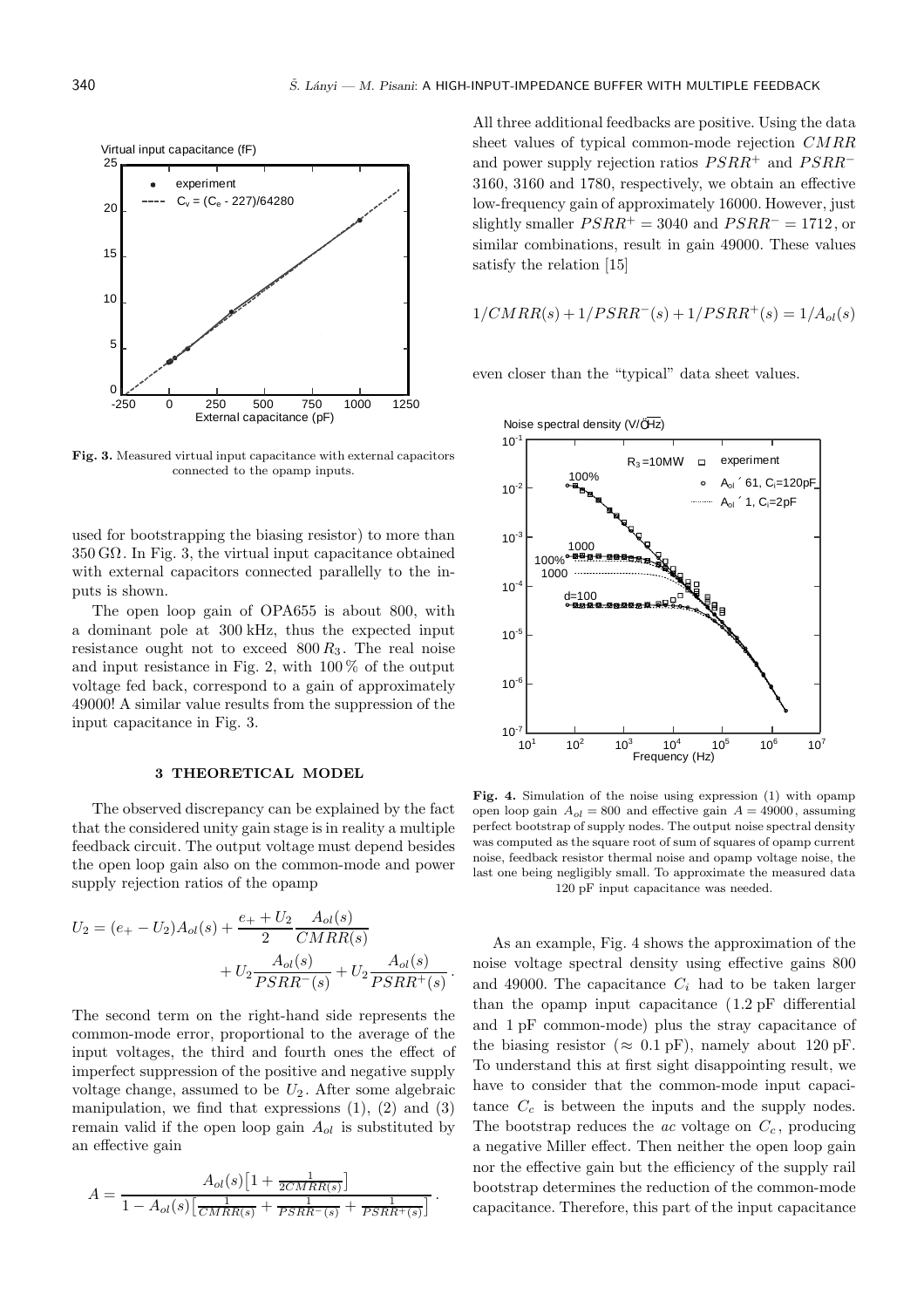**Fig. 3.** Measured virtual input capacitance with external capacitors connected to the opamp inputs.

used for bootstrapping the biasing resistor) to more than $350\,\mathrm{G\Omega}$. In Fig. 3, the virtual input capacitance obtained with external capacitors connected parallelly to the inputs is shown.

The open loop gain of OPA655 is about 800, with a dominant pole at 300 kHz, thus the expected input resistance ought not to exceed $800\,R_3$. The real noise and input resistance in Fig. 2, with 100 % of the output voltage fed back, correspond to a gain of approximately 49000! A similar value results from the suppression of the input capacitance in Fig. 3.

## 3 THEORETICAL MODEL

The observed discrepancy can be explained by the fact that the considered unity gain stage is in reality a multiple feedback circuit. The output voltage must depend besides the open loop gain also on the common-mode and power supply rejection ratios of the opamp

$$U_2 = (e_+ - U_2)A_{ol}(s) + \frac{e_+ + U_2}{2}\frac{A_{ol}(s)}{CMRR(s)} + U_2\frac{A_{ol}(s)}{PSRR^-(s)} + U_2\frac{A_{ol}(s)}{PSRR^+(s)}\,.$$

The second term on the right-hand side represents the common-mode error, proportional to the average of the input voltages, the third and fourth ones the effect of imperfect suppression of the positive and negative supply voltage change, assumed to be $U_2$. After some algebraic manipulation, we find that expressions (1), (2) and (3) remain valid if the open loop gain $A_{ol}$ is substituted by an effective gain

$$A = \frac{A_{ol}(s)\left[1 + \frac{1}{2CMRR(s)}\right]}{1 - A_{ol}(s)\left[\frac{1}{CMRR(s)} + \frac{1}{PSRR^-(s)} + \frac{1}{PSRR^+(s)}\right]}\,.$$

All three additional feedbacks are positive. Using the data sheet values of typical common-mode rejection $CMRR$ and power supply rejection ratios $PSRR^+$ and $PSRR^-$ 3160, 3160 and 1780, respectively, we obtain an effective low-frequency gain of approximately 16000. However, just slightly smaller $PSRR^+ = 3040$ and $PSRR^- = 1712$, or similar combinations, result in gain 49000. These values satisfy the relation [15]

$$1/CMRR(s) + 1/PSRR^-(s) + 1/PSRR^+(s) = 1/A_{ol}(s)$$

even closer than the "typical" data sheet values.

**Fig. 4.** Simulation of the noise using expression (1) with opamp open loop gain $A_{ol} = 800$ and effective gain $A = 49000$, assuming perfect bootstrap of supply nodes. The output noise spectral density was computed as the square root of sum of squares of opamp current noise, feedback resistor thermal noise and opamp voltage noise, the last one being negligibly small. To approximate the measured data 120 pF input capacitance was needed.

As an example, Fig. 4 shows the approximation of the noise voltage spectral density using effective gains 800 and 49000. The capacitance $C_i$ had to be taken larger than the opamp input capacitance (1.2 pF differential and 1 pF common-mode) plus the stray capacitance of the biasing resistor ($\approx$ 0.1 pF), namely about 120 pF. To understand this at first sight disappointing result, we have to consider that the common-mode input capacitance $C_c$ is between the inputs and the supply nodes. The bootstrap reduces the *ac* voltage on $C_c$, producing a negative Miller effect. Then neither the open loop gain nor the effective gain but the efficiency of the supply rail bootstrap determines the reduction of the common-mode capacitance. Therefore, this part of the input capacitance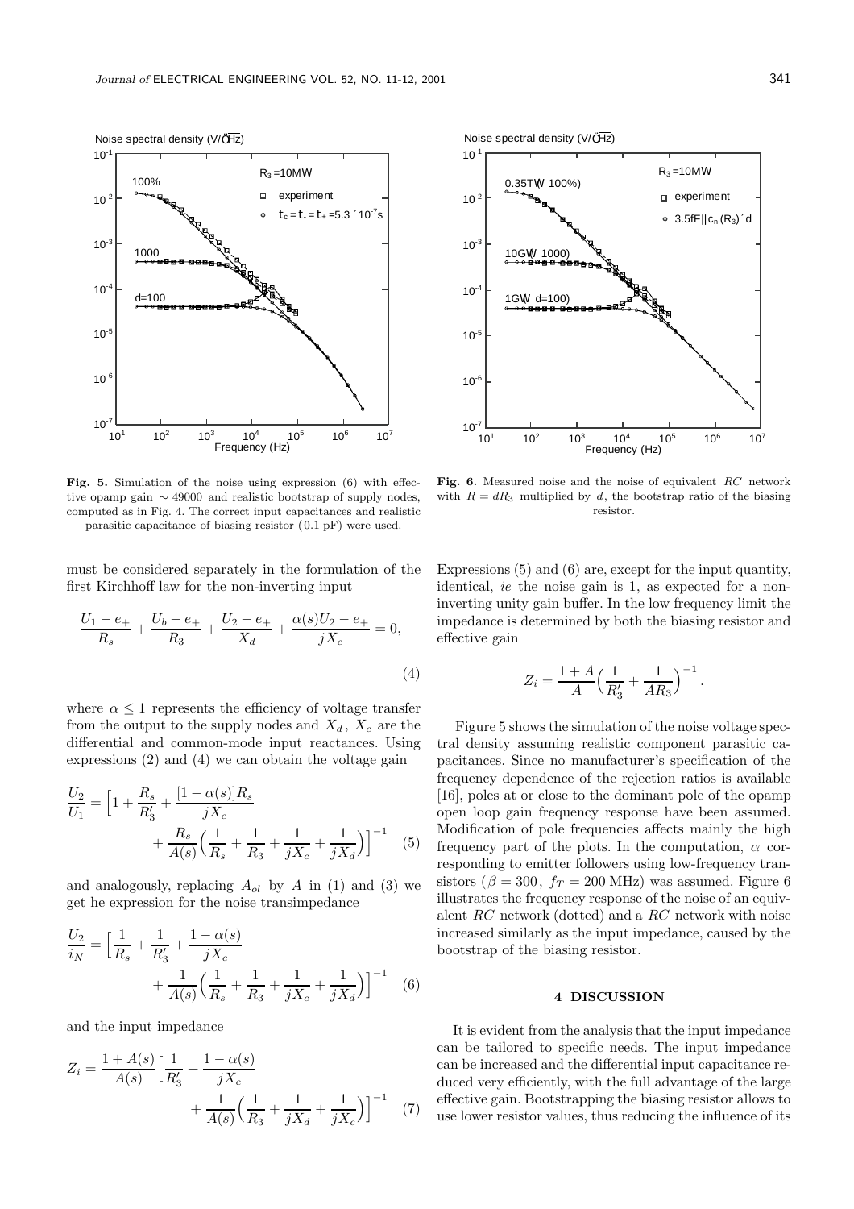Fig. 5. Simulation of the noise using expression (6) with effective opamp gain ∼ 49000 and realistic bootstrap of supply nodes, computed as in Fig. 4. The correct input capacitances and realistic parasitic capacitance of biasing resistor (0.1 pF) were used.

Fig. 6. Measured noise and the noise of equivalent $RC$ network with $R = dR_3$ multiplied by $d$, the bootstrap ratio of the biasing resistor.

must be considered separately in the formulation of the first Kirchhoff law for the non-inverting input

$$\frac{U_1 - e_+}{R_s} + \frac{U_b - e_+}{R_3} + \frac{U_2 - e_+}{X_d} + \frac{\alpha(s)U_2 - e_+}{jX_c} = 0, \tag{4}$$

where $\alpha \leq 1$ represents the efficiency of voltage transfer from the output to the supply nodes and $X_d$, $X_c$ are the differential and common-mode input reactances. Using expressions (2) and (4) we can obtain the voltage gain

$$\frac{U_2}{U_1} = \Big[1 + \frac{R_s}{R_3'} + \frac{[1-\alpha(s)]R_s}{jX_c} + \frac{R_s}{A(s)}\Big(\frac{1}{R_s} + \frac{1}{R_3} + \frac{1}{jX_c} + \frac{1}{jX_d}\Big)\Big]^{-1} \tag{5}$$

and analogously, replacing $A_{ol}$ by $A$ in (1) and (3) we get he expression for the noise transimpedance

$$\frac{U_2}{i_N} = \Big[\frac{1}{R_s} + \frac{1}{R_3'} + \frac{1-\alpha(s)}{jX_c} + \frac{1}{A(s)}\Big(\frac{1}{R_s} + \frac{1}{R_3} + \frac{1}{jX_c} + \frac{1}{jX_d}\Big)\Big]^{-1} \tag{6}$$

and the input impedance

$$Z_i = \frac{1+A(s)}{A(s)}\Big[\frac{1}{R_3'} + \frac{1-\alpha(s)}{jX_c} + \frac{1}{A(s)}\Big(\frac{1}{R_3} + \frac{1}{jX_d} + \frac{1}{jX_c}\Big)\Big]^{-1} \tag{7}$$

Expressions (5) and (6) are, except for the input quantity, identical, *ie* the noise gain is 1, as expected for a non-inverting unity gain buffer. In the low frequency limit the impedance is determined by both the biasing resistor and effective gain

$$Z_i = \frac{1+A}{A}\Big(\frac{1}{R_3'} + \frac{1}{AR_3}\Big)^{-1}.$$

Figure 5 shows the simulation of the noise voltage spectral density assuming realistic component parasitic capacitances. Since no manufacturer's specification of the frequency dependence of the rejection ratios is available [16], poles at or close to the dominant pole of the opamp open loop gain frequency response have been assumed. Modification of pole frequencies affects mainly the high frequency part of the plots. In the computation, $\alpha$ corresponding to emitter followers using low-frequency transistors ($\beta = 300$, $f_T = 200$ MHz) was assumed. Figure 6 illustrates the frequency response of the noise of an equivalent $RC$ network (dotted) and a $RC$ network with noise increased similarly as the input impedance, caused by the bootstrap of the biasing resistor.

## 4 DISCUSSION

It is evident from the analysis that the input impedance can be tailored to specific needs. The input impedance can be increased and the differential input capacitance reduced very efficiently, with the full advantage of the large effective gain. Bootstrapping the biasing resistor allows to use lower resistor values, thus reducing the influence of its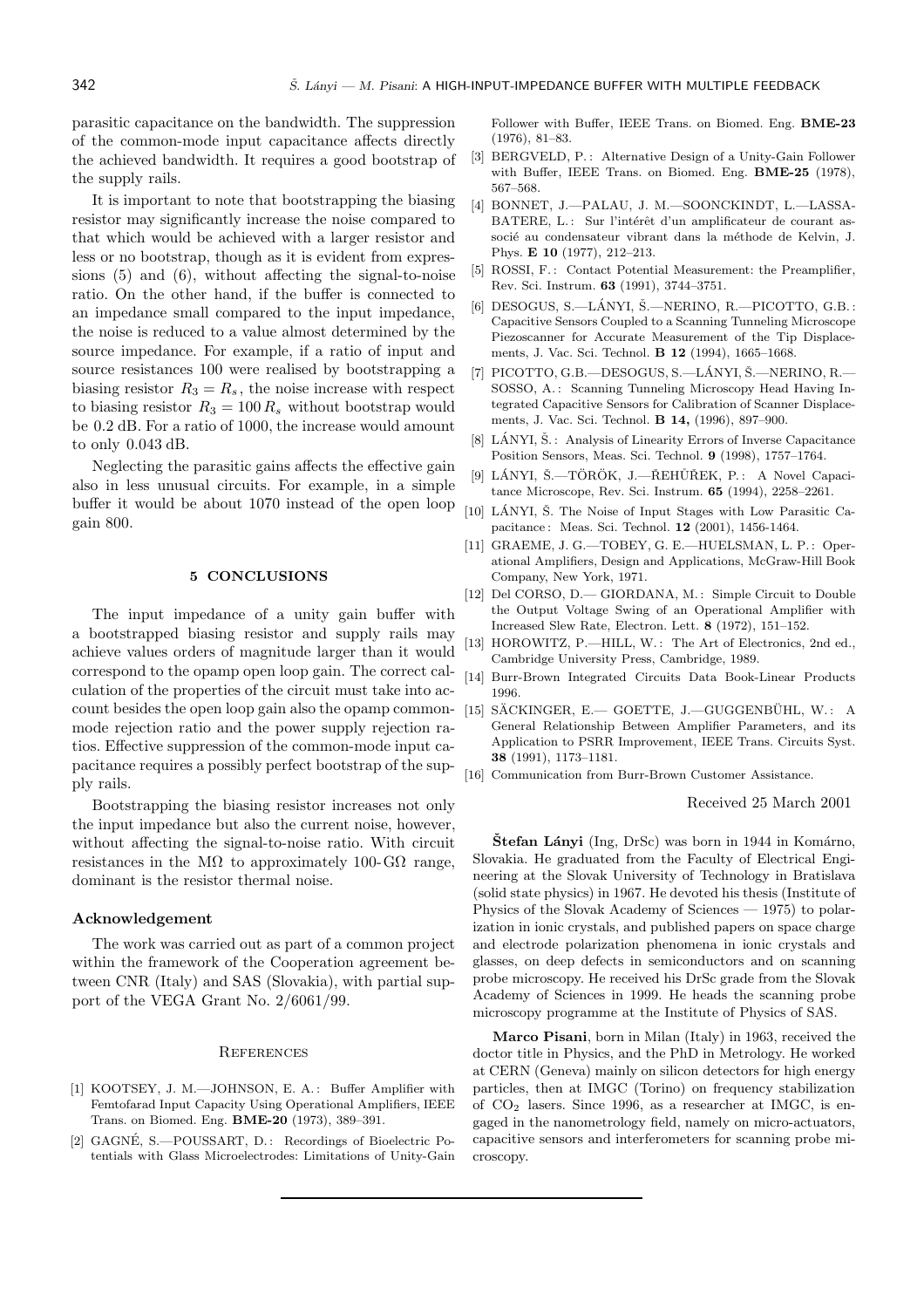parasitic capacitance on the bandwidth. The suppression of the common-mode input capacitance affects directly the achieved bandwidth. It requires a good bootstrap of the supply rails.

It is important to note that bootstrapping the biasing resistor may significantly increase the noise compared to that which would be achieved with a larger resistor and less or no bootstrap, though as it is evident from expressions (5) and (6), without affecting the signal-to-noise ratio. On the other hand, if the buffer is connected to an impedance small compared to the input impedance, the noise is reduced to a value almost determined by the source impedance. For example, if a ratio of input and source resistances 100 were realised by bootstrapping a biasing resistor $R_3 = R_s$, the noise increase with respect to biasing resistor $R_3 = 100\,R_s$ without bootstrap would be 0.2 dB. For a ratio of 1000, the increase would amount to only 0.043 dB.

Neglecting the parasitic gains affects the effective gain also in less unusual circuits. For example, in a simple buffer it would be about 1070 instead of the open loop gain 800.

## 5 CONCLUSIONS

The input impedance of a unity gain buffer with a bootstrapped biasing resistor and supply rails may achieve values orders of magnitude larger than it would correspond to the opamp open loop gain. The correct calculation of the properties of the circuit must take into account besides the open loop gain also the opamp common-mode rejection ratio and the power supply rejection ratios. Effective suppression of the common-mode input capacitance requires a possibly perfect bootstrap of the supply rails.

Bootstrapping the biasing resistor increases not only the input impedance but also the current noise, however, without affecting the signal-to-noise ratio. With circuit resistances in the MΩ to approximately 100-GΩ range, dominant is the resistor thermal noise.

### Acknowledgement

The work was carried out as part of a common project within the framework of the Cooperation agreement between CNR (Italy) and SAS (Slovakia), with partial support of the VEGA Grant No. 2/6061/99.

## References

[1] KOOTSEY, J. M.—JOHNSON, E. A.: Buffer Amplifier with Femtofarad Input Capacity Using Operational Amplifiers, IEEE Trans. on Biomed. Eng. **BME-20** (1973), 389–391.

[2] GAGNÉ, S.—POUSSART, D.: Recordings of Bioelectric Potentials with Glass Microelectrodes: Limitations of Unity-Gain Follower with Buffer, IEEE Trans. on Biomed. Eng. **BME-23** (1976), 81–83.

[3] BERGVELD, P.: Alternative Design of a Unity-Gain Follower with Buffer, IEEE Trans. on Biomed. Eng. **BME-25** (1978), 567–568.

[4] BONNET, J.—PALAU, J. M.—SOONCKINDT, L.—LASSABATERE, L.: Sur l'intérêt d'un amplificateur de courant associé au condensateur vibrant dans la méthode de Kelvin, J. Phys. **E 10** (1977), 212–213.

[5] ROSSI, F.: Contact Potential Measurement: the Preamplifier, Rev. Sci. Instrum. **63** (1991), 3744–3751.

[6] DESOGUS, S.—LÁNYI, Š.—NERINO, R.—PICOTTO, G.B.: Capacitive Sensors Coupled to a Scanning Tunneling Microscope Piezoscanner for Accurate Measurement of the Tip Displacements, J. Vac. Sci. Technol. **B 12** (1994), 1665–1668.

[7] PICOTTO, G.B.—DESOGUS, S.—LÁNYI, Š.—NERINO, R.—SOSSO, A.: Scanning Tunneling Microscopy Head Having Integrated Capacitive Sensors for Calibration of Scanner Displacements, J. Vac. Sci. Technol. **B 14,** (1996), 897–900.

[8] LÁNYI, Š.: Analysis of Linearity Errors of Inverse Capacitance Position Sensors, Meas. Sci. Technol. **9** (1998), 1757–1764.

[9] LÁNYI, Š.—TÖRÖK, J.—ŘEHŮŘEK, P.: A Novel Capacitance Microscope, Rev. Sci. Instrum. **65** (1994), 2258–2261.

[10] LÁNYI, Š. The Noise of Input Stages with Low Parasitic Capacitance: Meas. Sci. Technol. **12** (2001), 1456-1464.

[11] GRAEME, J. G.—TOBEY, G. E.—HUELSMAN, L. P.: Operational Amplifiers, Design and Applications, McGraw-Hill Book Company, New York, 1971.

[12] Del CORSO, D.— GIORDANA, M.: Simple Circuit to Double the Output Voltage Swing of an Operational Amplifier with Increased Slew Rate, Electron. Lett. **8** (1972), 151–152.

[13] HOROWITZ, P.—HILL, W.: The Art of Electronics, 2nd ed., Cambridge University Press, Cambridge, 1989.

[14] Burr-Brown Integrated Circuits Data Book-Linear Products 1996.

[15] SÄCKINGER, E.— GOETTE, J.—GUGGENBÜHL, W.: A General Relationship Between Amplifier Parameters, and its Application to PSRR Improvement, IEEE Trans. Circuits Syst. **38** (1991), 1173–1181.

[16] Communication from Burr-Brown Customer Assistance.

Received 25 March 2001

**Štefan Lányi** (Ing, DrSc) was born in 1944 in Komárno, Slovakia. He graduated from the Faculty of Electrical Engineering at the Slovak University of Technology in Bratislava (solid state physics) in 1967. He devoted his thesis (Institute of Physics of the Slovak Academy of Sciences — 1975) to polarization in ionic crystals, and published papers on space charge and electrode polarization phenomena in ionic crystals and glasses, on deep defects in semiconductors and on scanning probe microscopy. He received his DrSc grade from the Slovak Academy of Sciences in 1999. He heads the scanning probe microscopy programme at the Institute of Physics of SAS.

**Marco Pisani**, born in Milan (Italy) in 1963, received the doctor title in Physics, and the PhD in Metrology. He worked at CERN (Geneva) mainly on silicon detectors for high energy particles, then at IMGC (Torino) on frequency stabilization of $CO_2$ lasers. Since 1996, as a researcher at IMGC, is engaged in the nanometrology field, namely on micro-actuators, capacitive sensors and interferometers for scanning probe microscopy.